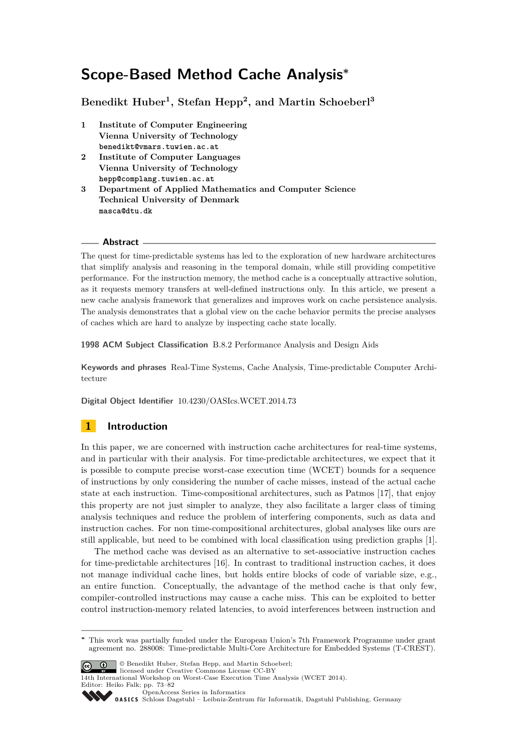# Scope-Based Method Cache Analysis*

**Benedikt Huber[1], Stefan Hepp[2], and Martin Schoeberl[3]**

1. **Institute of Computer Engineering**
   **Vienna University of Technology**
   benedikt@vmars.tuwien.ac.at
2. **Institute of Computer Languages**
   **Vienna University of Technology**
   hepp@complang.tuwien.ac.at
3. **Department of Applied Mathematics and Computer Science**
   **Technical University of Denmark**
   masca@dtu.dk

## Abstract

The quest for time-predictable systems has led to the exploration of new hardware architectures that simplify analysis and reasoning in the temporal domain, while still providing competitive performance. For the instruction memory, the method cache is a conceptually attractive solution, as it requests memory transfers at well-defined instructions only. In this article, we present a new cache analysis framework that generalizes and improves work on cache persistence analysis. The analysis demonstrates that a global view on the cache behavior permits the precise analyses of caches which are hard to analyze by inspecting cache state locally.

**1998 ACM Subject Classification** B.8.2 Performance Analysis and Design Aids

**Keywords and phrases** Real-Time Systems, Cache Analysis, Time-predictable Computer Architecture

**Digital Object Identifier** 10.4230/OASIcs.WCET.2014.73

## 1 Introduction

In this paper, we are concerned with instruction cache architectures for real-time systems, and in particular with their analysis. For time-predictable architectures, we expect that it is possible to compute precise worst-case execution time (WCET) bounds for a sequence of instructions by only considering the number of cache misses, instead of the actual cache state at each instruction. Time-compositional architectures, such as Patmos [17], that enjoy this property are not just simpler to analyze, they also facilitate a larger class of timing analysis techniques and reduce the problem of interfering components, such as data and instruction caches. For non time-compositional architectures, global analyses like ours are still applicable, but need to be combined with local classification using prediction graphs [1].

The method cache was devised as an alternative to set-associative instruction caches for time-predictable architectures [16]. In contrast to traditional instruction caches, it does not manage individual cache lines, but holds entire blocks of code of variable size, e.g., an entire function. Conceptually, the advantage of the method cache is that only few, compiler-controlled instructions may cause a cache miss. This can be exploited to better control instruction-memory related latencies, to avoid interferences between instruction and

* This work was partially funded under the European Union's 7th Framework Programme under grant agreement no. 288008: Time-predictable Multi-Core Architecture for Embedded Systems (T-CREST).

© Benedikt Huber, Stefan Hepp, and Martin Schoeberl;
licensed under Creative Commons License CC-BY
14th International Workshop on Worst-Case Execution Time Analysis (WCET 2014).
Editor: Heiko Falk; pp. 73–82
OpenAccess Series in Informatics
Schloss Dagstuhl – Leibniz-Zentrum für Informatik, Dagstuhl Publishing, Germany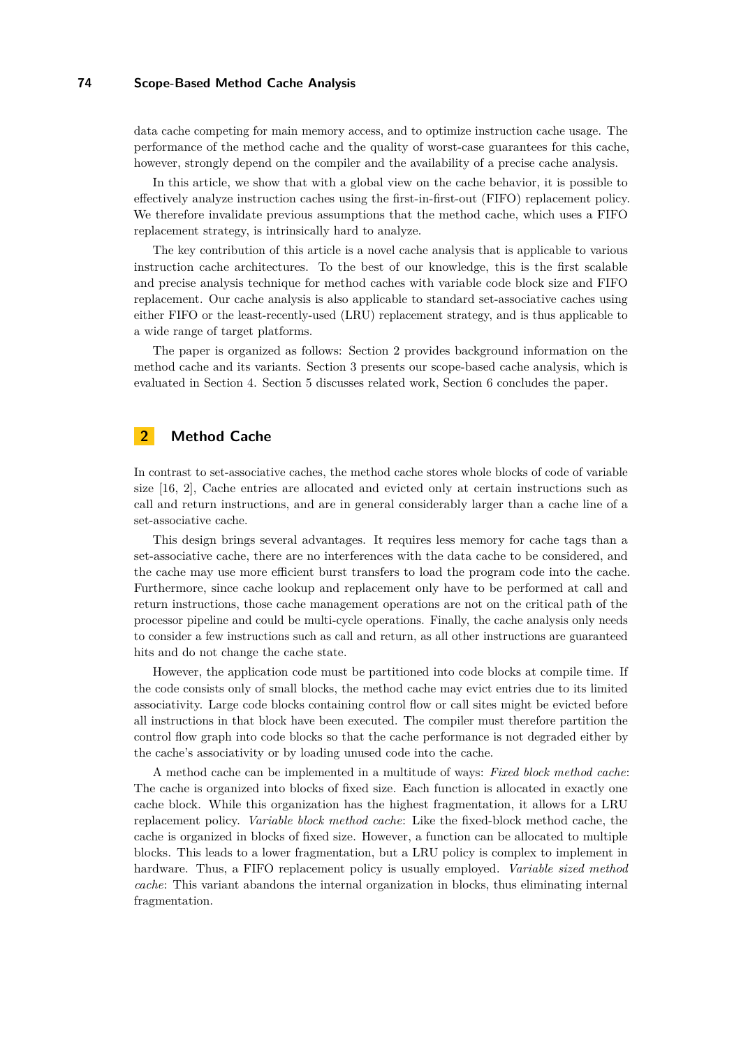data cache competing for main memory access, and to optimize instruction cache usage. The performance of the method cache and the quality of worst-case guarantees for this cache, however, strongly depend on the compiler and the availability of a precise cache analysis.

In this article, we show that with a global view on the cache behavior, it is possible to effectively analyze instruction caches using the first-in-first-out (FIFO) replacement policy. We therefore invalidate previous assumptions that the method cache, which uses a FIFO replacement strategy, is intrinsically hard to analyze.

The key contribution of this article is a novel cache analysis that is applicable to various instruction cache architectures. To the best of our knowledge, this is the first scalable and precise analysis technique for method caches with variable code block size and FIFO replacement. Our cache analysis is also applicable to standard set-associative caches using either FIFO or the least-recently-used (LRU) replacement strategy, and is thus applicable to a wide range of target platforms.

The paper is organized as follows: Section 2 provides background information on the method cache and its variants. Section 3 presents our scope-based cache analysis, which is evaluated in Section 4. Section 5 discusses related work, Section 6 concludes the paper.

## 2 Method Cache

In contrast to set-associative caches, the method cache stores whole blocks of code of variable size [16, 2], Cache entries are allocated and evicted only at certain instructions such as call and return instructions, and are in general considerably larger than a cache line of a set-associative cache.

This design brings several advantages. It requires less memory for cache tags than a set-associative cache, there are no interferences with the data cache to be considered, and the cache may use more efficient burst transfers to load the program code into the cache. Furthermore, since cache lookup and replacement only have to be performed at call and return instructions, those cache management operations are not on the critical path of the processor pipeline and could be multi-cycle operations. Finally, the cache analysis only needs to consider a few instructions such as call and return, as all other instructions are guaranteed hits and do not change the cache state.

However, the application code must be partitioned into code blocks at compile time. If the code consists only of small blocks, the method cache may evict entries due to its limited associativity. Large code blocks containing control flow or call sites might be evicted before all instructions in that block have been executed. The compiler must therefore partition the control flow graph into code blocks so that the cache performance is not degraded either by the cache's associativity or by loading unused code into the cache.

A method cache can be implemented in a multitude of ways: *Fixed block method cache*: The cache is organized into blocks of fixed size. Each function is allocated in exactly one cache block. While this organization has the highest fragmentation, it allows for a LRU replacement policy. *Variable block method cache*: Like the fixed-block method cache, the cache is organized in blocks of fixed size. However, a function can be allocated to multiple blocks. This leads to a lower fragmentation, but a LRU policy is complex to implement in hardware. Thus, a FIFO replacement policy is usually employed. *Variable sized method cache*: This variant abandons the internal organization in blocks, thus eliminating internal fragmentation.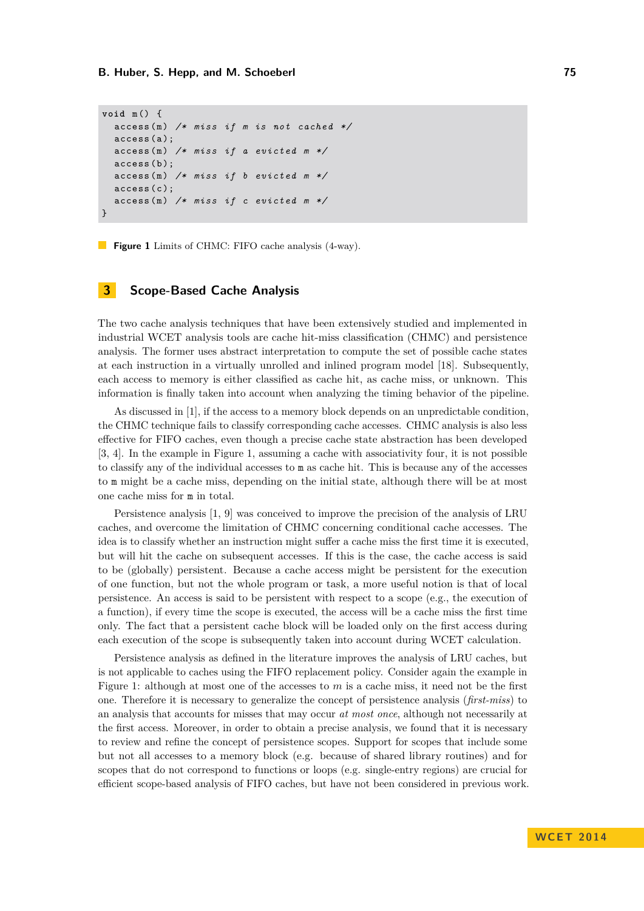```
void m() {
  access(m) /* miss if m is not cached */
  access(a);
  access(m) /* miss if a evicted m */
  access(b);
  access(m) /* miss if b evicted m */
  access(c);
  access(m) /* miss if c evicted m */
}
```

**Figure 1** Limits of CHMC: FIFO cache analysis (4-way).

## 3 Scope-Based Cache Analysis

The two cache analysis techniques that have been extensively studied and implemented in industrial WCET analysis tools are cache hit-miss classification (CHMC) and persistence analysis. The former uses abstract interpretation to compute the set of possible cache states at each instruction in a virtually unrolled and inlined program model [18]. Subsequently, each access to memory is either classified as cache hit, as cache miss, or unknown. This information is finally taken into account when analyzing the timing behavior of the pipeline.

As discussed in [1], if the access to a memory block depends on an unpredictable condition, the CHMC technique fails to classify corresponding cache accesses. CHMC analysis is also less effective for FIFO caches, even though a precise cache state abstraction has been developed [3, 4]. In the example in Figure 1, assuming a cache with associativity four, it is not possible to classify any of the individual accesses to `m` as cache hit. This is because any of the accesses to `m` might be a cache miss, depending on the initial state, although there will be at most one cache miss for `m` in total.

Persistence analysis [1, 9] was conceived to improve the precision of the analysis of LRU caches, and overcome the limitation of CHMC concerning conditional cache accesses. The idea is to classify whether an instruction might suffer a cache miss the first time it is executed, but will hit the cache on subsequent accesses. If this is the case, the cache access is said to be (globally) persistent. Because a cache access might be persistent for the execution of one function, but not the whole program or task, a more useful notion is that of local persistence. An access is said to be persistent with respect to a scope (e.g., the execution of a function), if every time the scope is executed, the access will be a cache miss the first time only. The fact that a persistent cache block will be loaded only on the first access during each execution of the scope is subsequently taken into account during WCET calculation.

Persistence analysis as defined in the literature improves the analysis of LRU caches, but is not applicable to caches using the FIFO replacement policy. Consider again the example in Figure 1: although at most one of the accesses to $m$ is a cache miss, it need not be the first one. Therefore it is necessary to generalize the concept of persistence analysis (*first-miss*) to an analysis that accounts for misses that may occur *at most once*, although not necessarily at the first access. Moreover, in order to obtain a precise analysis, we found that it is necessary to review and refine the concept of persistence scopes. Support for scopes that include some but not all accesses to a memory block (e.g. because of shared library routines) and for scopes that do not correspond to functions or loops (e.g. single-entry regions) are crucial for efficient scope-based analysis of FIFO caches, but have not been considered in previous work.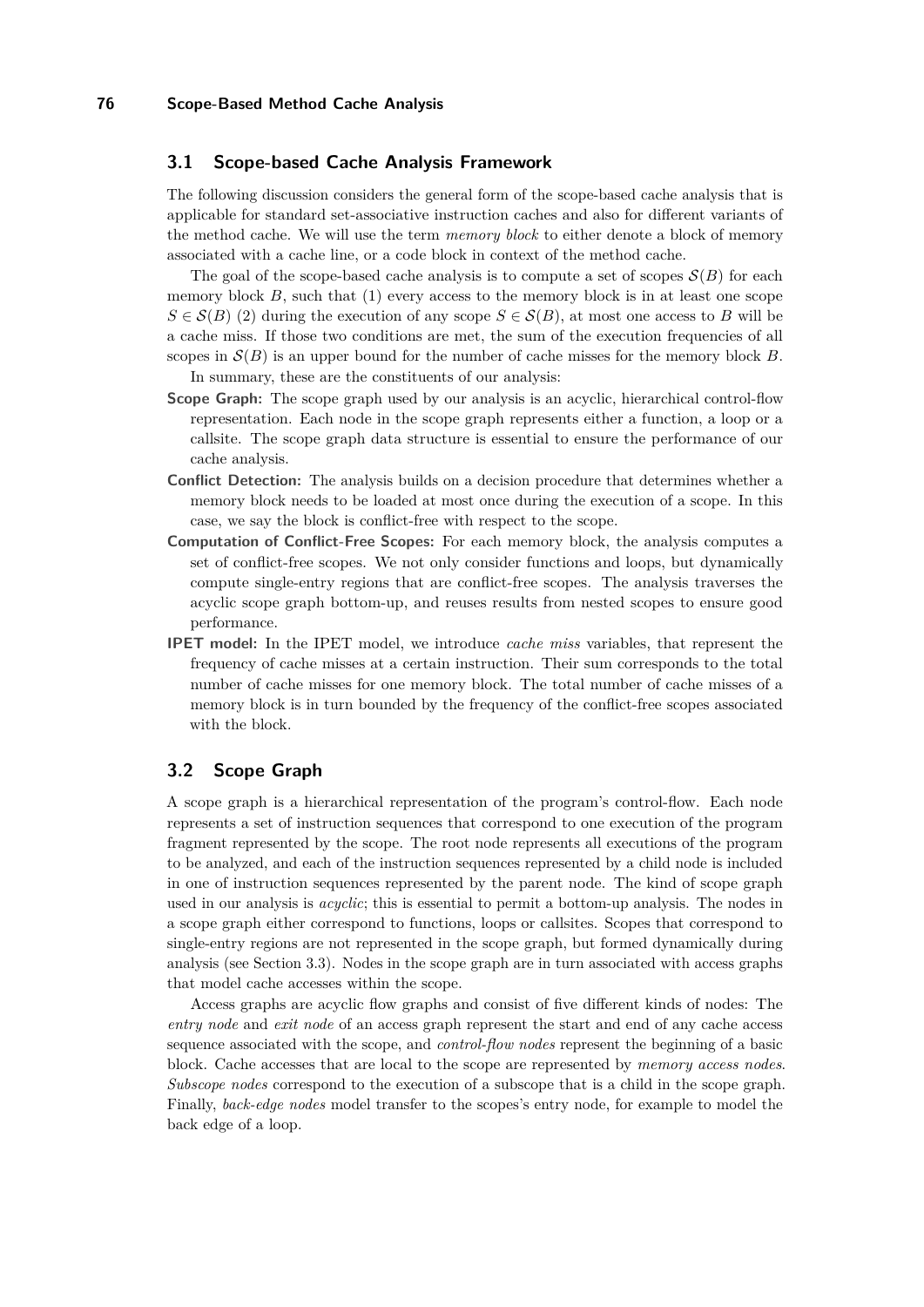## 3.1 Scope-based Cache Analysis Framework

The following discussion considers the general form of the scope-based cache analysis that is applicable for standard set-associative instruction caches and also for different variants of the method cache. We will use the term *memory block* to either denote a block of memory associated with a cache line, or a code block in context of the method cache.

The goal of the scope-based cache analysis is to compute a set of scopes $\mathcal{S}(B)$ for each memory block $B$, such that (1) every access to the memory block is in at least one scope $S \in \mathcal{S}(B)$ (2) during the execution of any scope $S \in \mathcal{S}(B)$, at most one access to $B$ will be a cache miss. If those two conditions are met, the sum of the execution frequencies of all scopes in $\mathcal{S}(B)$ is an upper bound for the number of cache misses for the memory block $B$.

In summary, these are the constituents of our analysis:

**Scope Graph:** The scope graph used by our analysis is an acyclic, hierarchical control-flow representation. Each node in the scope graph represents either a function, a loop or a callsite. The scope graph data structure is essential to ensure the performance of our cache analysis.

**Conflict Detection:** The analysis builds on a decision procedure that determines whether a memory block needs to be loaded at most once during the execution of a scope. In this case, we say the block is conflict-free with respect to the scope.

**Computation of Conflict-Free Scopes:** For each memory block, the analysis computes a set of conflict-free scopes. We not only consider functions and loops, but dynamically compute single-entry regions that are conflict-free scopes. The analysis traverses the acyclic scope graph bottom-up, and reuses results from nested scopes to ensure good performance.

**IPET model:** In the IPET model, we introduce *cache miss* variables, that represent the frequency of cache misses at a certain instruction. Their sum corresponds to the total number of cache misses for one memory block. The total number of cache misses of a memory block is in turn bounded by the frequency of the conflict-free scopes associated with the block.

## 3.2 Scope Graph

A scope graph is a hierarchical representation of the program's control-flow. Each node represents a set of instruction sequences that correspond to one execution of the program fragment represented by the scope. The root node represents all executions of the program to be analyzed, and each of the instruction sequences represented by a child node is included in one of instruction sequences represented by the parent node. The kind of scope graph used in our analysis is *acyclic*; this is essential to permit a bottom-up analysis. The nodes in a scope graph either correspond to functions, loops or callsites. Scopes that correspond to single-entry regions are not represented in the scope graph, but formed dynamically during analysis (see Section 3.3). Nodes in the scope graph are in turn associated with access graphs that model cache accesses within the scope.

Access graphs are acyclic flow graphs and consist of five different kinds of nodes: The *entry node* and *exit node* of an access graph represent the start and end of any cache access sequence associated with the scope, and *control-flow nodes* represent the beginning of a basic block. Cache accesses that are local to the scope are represented by *memory access nodes*. *Subscope nodes* correspond to the execution of a subscope that is a child in the scope graph. Finally, *back-edge nodes* model transfer to the scopes's entry node, for example to model the back edge of a loop.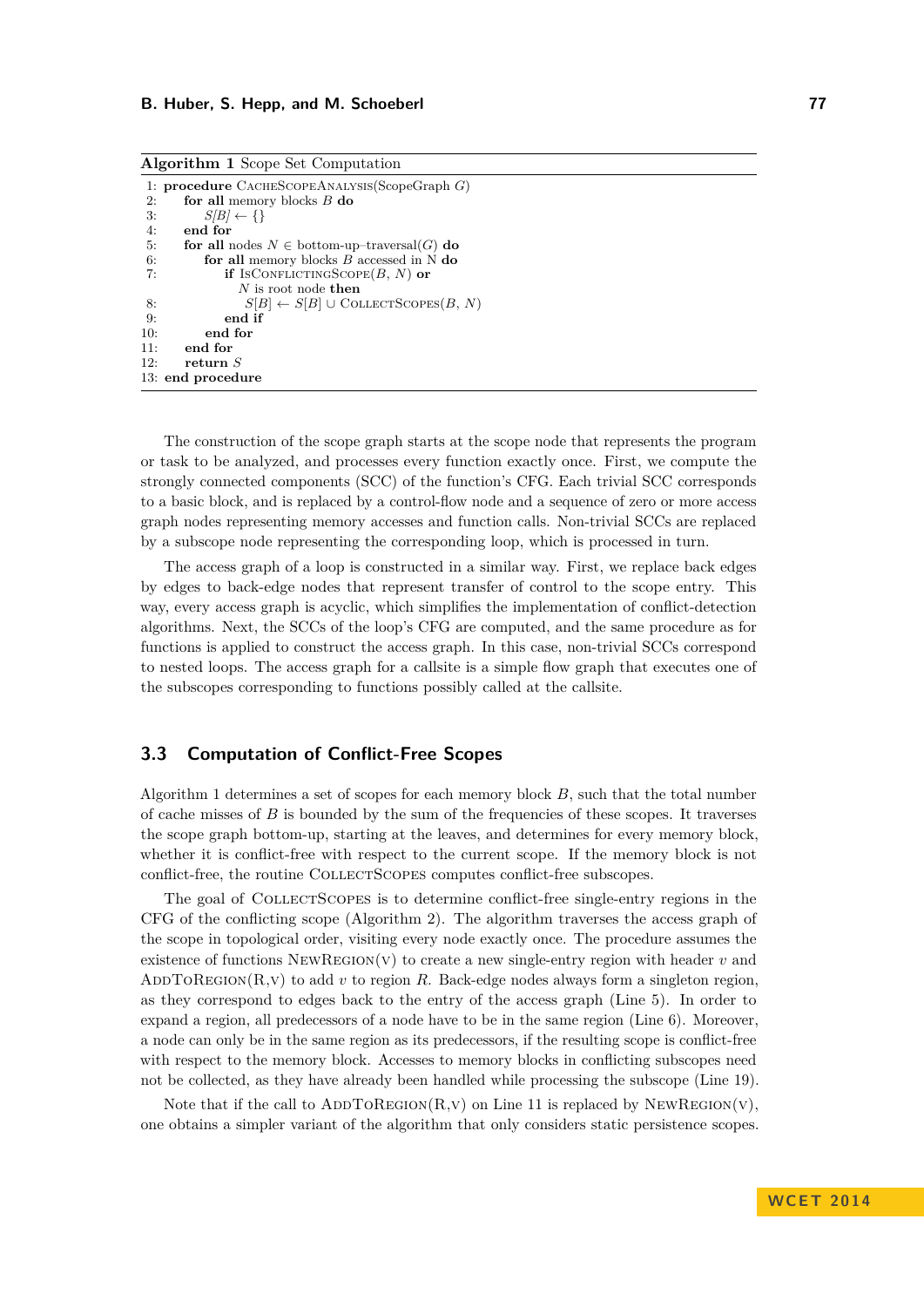**Algorithm 1** Scope Set Computation

```
1: procedure CacheScopeAnalysis(ScopeGraph G)
2:     for all memory blocks B do
3:         S[B] ← {}
4:     end for
5:     for all nodes N ∈ bottom-up–traversal(G) do
6:         for all memory blocks B accessed in N do
7:             if IsConflictingScope(B, N) or
                  N is root node then
8:                 S[B] ← S[B] ∪ CollectScopes(B, N)
9:             end if
10:        end for
11:    end for
12:    return S
13: end procedure
```

The construction of the scope graph starts at the scope node that represents the program or task to be analyzed, and processes every function exactly once. First, we compute the strongly connected components (SCC) of the function's CFG. Each trivial SCC corresponds to a basic block, and is replaced by a control-flow node and a sequence of zero or more access graph nodes representing memory accesses and function calls. Non-trivial SCCs are replaced by a subscope node representing the corresponding loop, which is processed in turn.

The access graph of a loop is constructed in a similar way. First, we replace back edges by edges to back-edge nodes that represent transfer of control to the scope entry. This way, every access graph is acyclic, which simplifies the implementation of conflict-detection algorithms. Next, the SCCs of the loop's CFG are computed, and the same procedure as for functions is applied to construct the access graph. In this case, non-trivial SCCs correspond to nested loops. The access graph for a callsite is a simple flow graph that executes one of the subscopes corresponding to functions possibly called at the callsite.

## 3.3 Computation of Conflict-Free Scopes

Algorithm 1 determines a set of scopes for each memory block $B$, such that the total number of cache misses of $B$ is bounded by the sum of the frequencies of these scopes. It traverses the scope graph bottom-up, starting at the leaves, and determines for every memory block, whether it is conflict-free with respect to the current scope. If the memory block is not conflict-free, the routine CollectScopes computes conflict-free subscopes.

The goal of CollectScopes is to determine conflict-free single-entry regions in the CFG of the conflicting scope (Algorithm 2). The algorithm traverses the access graph of the scope in topological order, visiting every node exactly once. The procedure assumes the existence of functions NewRegion(v) to create a new single-entry region with header $v$ and AddToRegion(R,v) to add $v$ to region $R$. Back-edge nodes always form a singleton region, as they correspond to edges back to the entry of the access graph (Line 5). In order to expand a region, all predecessors of a node have to be in the same region (Line 6). Moreover, a node can only be in the same region as its predecessors, if the resulting scope is conflict-free with respect to the memory block. Accesses to memory blocks in conflicting subscopes need not be collected, as they have already been handled while processing the subscope (Line 19).

Note that if the call to AddToRegion(R,v) on Line 11 is replaced by NewRegion(v), one obtains a simpler variant of the algorithm that only considers static persistence scopes.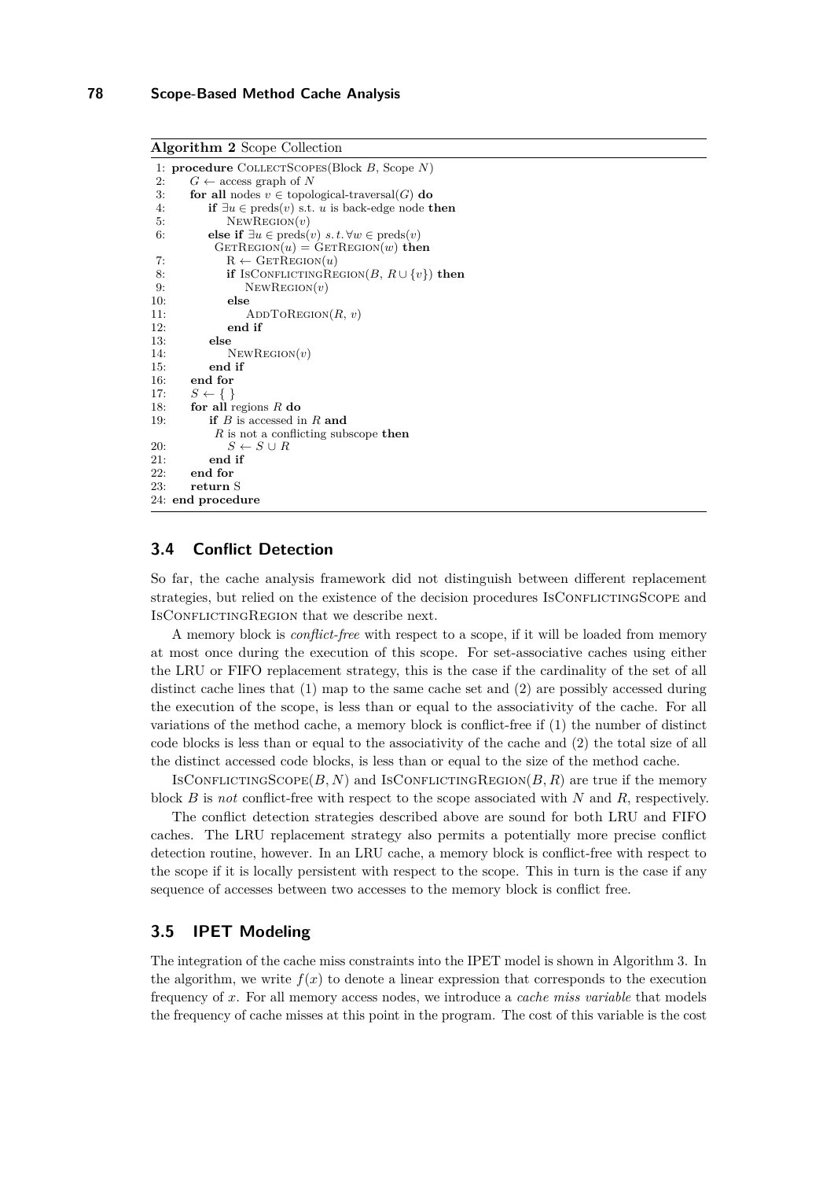**Algorithm 2** Scope Collection

```
 1: procedure CollectScopes(Block B, Scope N)
 2:     G ← access graph of N
 3:     for all nodes v ∈ topological-traversal(G) do
 4:         if ∃u ∈ preds(v) s.t. u is back-edge node then
 5:             NewRegion(v)
 6:         else if ∃u ∈ preds(v) s.t. ∀w ∈ preds(v)
              GetRegion(u) = GetRegion(w) then
 7:             R ← GetRegion(u)
 8:             if IsConflictingRegion(B, R ∪ {v}) then
 9:                 NewRegion(v)
10:             else
11:                 AddToRegion(R, v)
12:             end if
13:         else
14:             NewRegion(v)
15:         end if
16:     end for
17:     S ← { }
18:     for all regions R do
19:         if B is accessed in R and
              R is not a conflicting subscope then
20:             S ← S ∪ R
21:         end if
22:     end for
23:     return S
24: end procedure
```

## 3.4 Conflict Detection

So far, the cache analysis framework did not distinguish between different replacement strategies, but relied on the existence of the decision procedures IsConflictingScope and IsConflictingRegion that we describe next.

A memory block is *conflict-free* with respect to a scope, if it will be loaded from memory at most once during the execution of this scope. For set-associative caches using either the LRU or FIFO replacement strategy, this is the case if the cardinality of the set of all distinct cache lines that (1) map to the same cache set and (2) are possibly accessed during the execution of the scope, is less than or equal to the associativity of the cache. For all variations of the method cache, a memory block is conflict-free if (1) the number of distinct code blocks is less than or equal to the associativity of the cache and (2) the total size of all the distinct accessed code blocks, is less than or equal to the size of the method cache.

IsConflictingScope$(B, N)$ and IsConflictingRegion$(B, R)$ are true if the memory block $B$ is *not* conflict-free with respect to the scope associated with $N$ and $R$, respectively.

The conflict detection strategies described above are sound for both LRU and FIFO caches. The LRU replacement strategy also permits a potentially more precise conflict detection routine, however. In an LRU cache, a memory block is conflict-free with respect to the scope if it is locally persistent with respect to the scope. This in turn is the case if any sequence of accesses between two accesses to the memory block is conflict free.

## 3.5 IPET Modeling

The integration of the cache miss constraints into the IPET model is shown in Algorithm 3. In the algorithm, we write $f(x)$ to denote a linear expression that corresponds to the execution frequency of $x$. For all memory access nodes, we introduce a *cache miss variable* that models the frequency of cache misses at this point in the program. The cost of this variable is the cost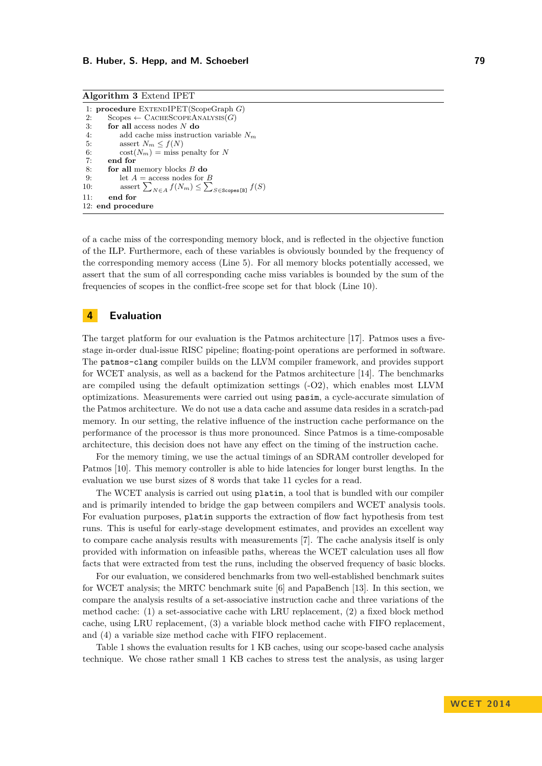**Algorithm 3** Extend IPET

```
1: procedure ExtendIPET(ScopeGraph G)
2:     Scopes ← CacheScopeAnalysis(G)
3:     for all access nodes N do
4:         add cache miss instruction variable N_m
5:         assert N_m ≤ f(N)
6:         cost(N_m) = miss penalty for N
7:     end for
8:     for all memory blocks B do
9:         let A = access nodes for B
10:        assert Σ_{N∈A} f(N_m) ≤ Σ_{S∈Scopes[B]} f(S)
11:    end for
12: end procedure
```

of a cache miss of the corresponding memory block, and is reflected in the objective function of the ILP. Furthermore, each of these variables is obviously bounded by the frequency of the corresponding memory access (Line 5). For all memory blocks potentially accessed, we assert that the sum of all corresponding cache miss variables is bounded by the sum of the frequencies of scopes in the conflict-free scope set for that block (Line 10).

## 4 Evaluation

The target platform for our evaluation is the Patmos architecture [17]. Patmos uses a five-stage in-order dual-issue RISC pipeline; floating-point operations are performed in software. The `patmos-clang` compiler builds on the LLVM compiler framework, and provides support for WCET analysis, as well as a backend for the Patmos architecture [14]. The benchmarks are compiled using the default optimization settings (-O2), which enables most LLVM optimizations. Measurements were carried out using `pasim`, a cycle-accurate simulation of the Patmos architecture. We do not use a data cache and assume data resides in a scratch-pad memory. In our setting, the relative influence of the instruction cache performance on the performance of the processor is thus more pronounced. Since Patmos is a time-composable architecture, this decision does not have any effect on the timing of the instruction cache.

For the memory timing, we use the actual timings of an SDRAM controller developed for Patmos [10]. This memory controller is able to hide latencies for longer burst lengths. In the evaluation we use burst sizes of 8 words that take 11 cycles for a read.

The WCET analysis is carried out using `platin`, a tool that is bundled with our compiler and is primarily intended to bridge the gap between compilers and WCET analysis tools. For evaluation purposes, `platin` supports the extraction of flow fact hypothesis from test runs. This is useful for early-stage development estimates, and provides an excellent way to compare cache analysis results with measurements [7]. The cache analysis itself is only provided with information on infeasible paths, whereas the WCET calculation uses all flow facts that were extracted from test the runs, including the observed frequency of basic blocks.

For our evaluation, we considered benchmarks from two well-established benchmark suites for WCET analysis; the MRTC benchmark suite [6] and PapaBench [13]. In this section, we compare the analysis results of a set-associative instruction cache and three variations of the method cache: (1) a set-associative cache with LRU replacement, (2) a fixed block method cache, using LRU replacement, (3) a variable block method cache with FIFO replacement, and (4) a variable size method cache with FIFO replacement.

Table 1 shows the evaluation results for 1 KB caches, using our scope-based cache analysis technique. We chose rather small 1 KB caches to stress test the analysis, as using larger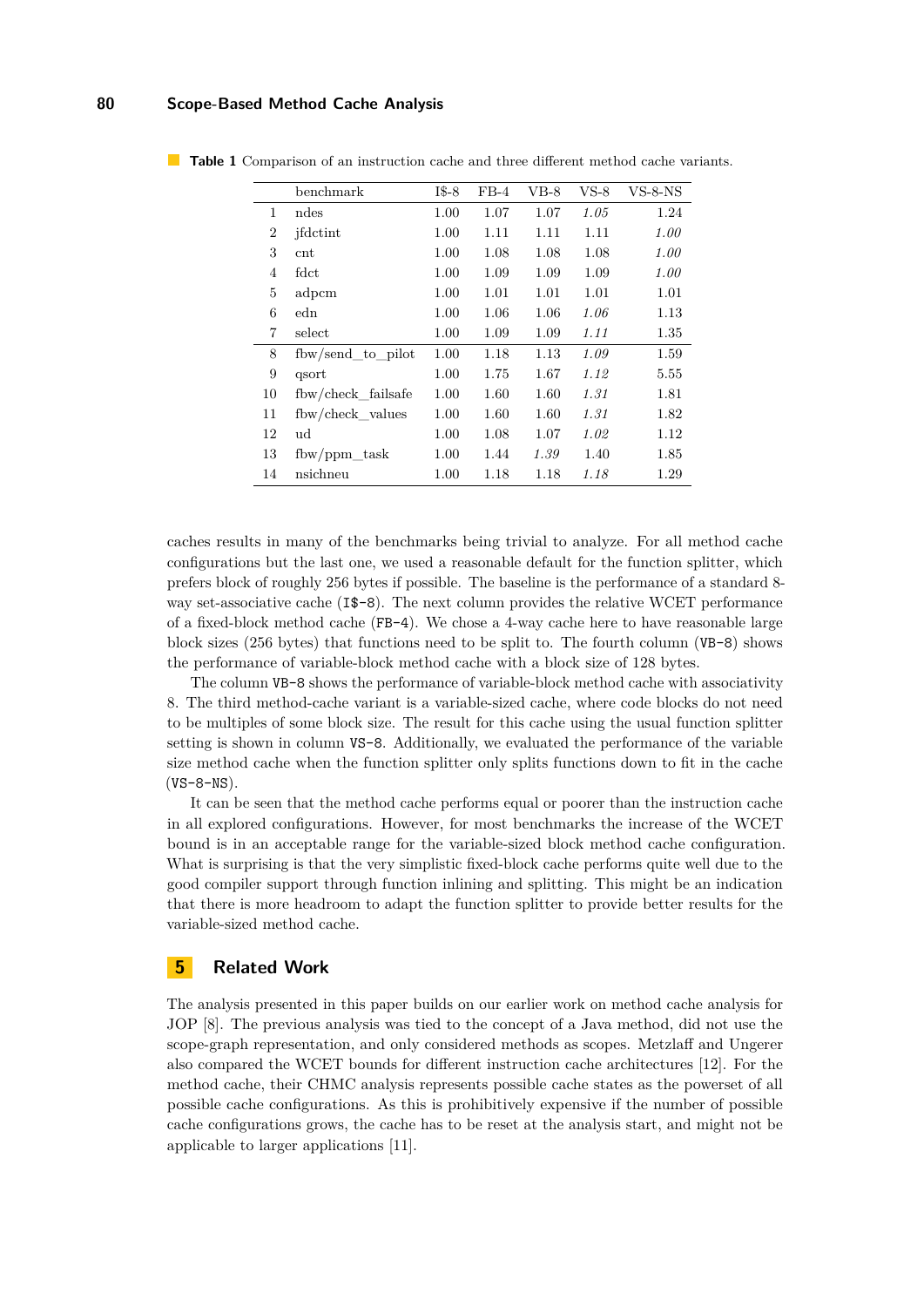**Table 1** Comparison of an instruction cache and three different method cache variants.

| | benchmark | I$-8 | FB-4 | VB-8 | VS-8 | VS-8-NS |
|---|---|---|---|---|---|---|
| 1 | ndes | 1.00 | 1.07 | 1.07 | *1.05* | 1.24 |
| 2 | jfdctint | 1.00 | 1.11 | 1.11 | 1.11 | *1.00* |
| 3 | cnt | 1.00 | 1.08 | 1.08 | 1.08 | *1.00* |
| 4 | fdct | 1.00 | 1.09 | 1.09 | 1.09 | *1.00* |
| 5 | adpcm | 1.00 | 1.01 | 1.01 | 1.01 | 1.01 |
| 6 | edn | 1.00 | 1.06 | 1.06 | *1.06* | 1.13 |
| 7 | select | 1.00 | 1.09 | 1.09 | *1.11* | 1.35 |
| 8 | fbw/send_to_pilot | 1.00 | 1.18 | 1.13 | *1.09* | 1.59 |
| 9 | qsort | 1.00 | 1.75 | 1.67 | *1.12* | 5.55 |
| 10 | fbw/check_failsafe | 1.00 | 1.60 | 1.60 | *1.31* | 1.81 |
| 11 | fbw/check_values | 1.00 | 1.60 | 1.60 | *1.31* | 1.82 |
| 12 | ud | 1.00 | 1.08 | 1.07 | *1.02* | 1.12 |
| 13 | fbw/ppm_task | 1.00 | 1.44 | *1.39* | 1.40 | 1.85 |
| 14 | nsichneu | 1.00 | 1.18 | 1.18 | *1.18* | 1.29 |

caches results in many of the benchmarks being trivial to analyze. For all method cache configurations but the last one, we used a reasonable default for the function splitter, which prefers block of roughly 256 bytes if possible. The baseline is the performance of a standard 8-way set-associative cache (`I$-8`). The next column provides the relative WCET performance of a fixed-block method cache (`FB-4`). We chose a 4-way cache here to have reasonable large block sizes (256 bytes) that functions need to be split to. The fourth column (`VB-8`) shows the performance of variable-block method cache with a block size of 128 bytes.

The column `VB-8` shows the performance of variable-block method cache with associativity 8. The third method-cache variant is a variable-sized cache, where code blocks do not need to be multiples of some block size. The result for this cache using the usual function splitter setting is shown in column `VS-8`. Additionally, we evaluated the performance of the variable size method cache when the function splitter only splits functions down to fit in the cache (`VS-8-NS`).

It can be seen that the method cache performs equal or poorer than the instruction cache in all explored configurations. However, for most benchmarks the increase of the WCET bound is in an acceptable range for the variable-sized block method cache configuration. What is surprising is that the very simplistic fixed-block cache performs quite well due to the good compiler support through function inlining and splitting. This might be an indication that there is more headroom to adapt the function splitter to provide better results for the variable-sized method cache.

## 5 Related Work

The analysis presented in this paper builds on our earlier work on method cache analysis for JOP [8]. The previous analysis was tied to the concept of a Java method, did not use the scope-graph representation, and only considered methods as scopes. Metzlaff and Ungerer also compared the WCET bounds for different instruction cache architectures [12]. For the method cache, their CHMC analysis represents possible cache states as the powerset of all possible cache configurations. As this is prohibitively expensive if the number of possible cache configurations grows, the cache has to be reset at the analysis start, and might not be applicable to larger applications [11].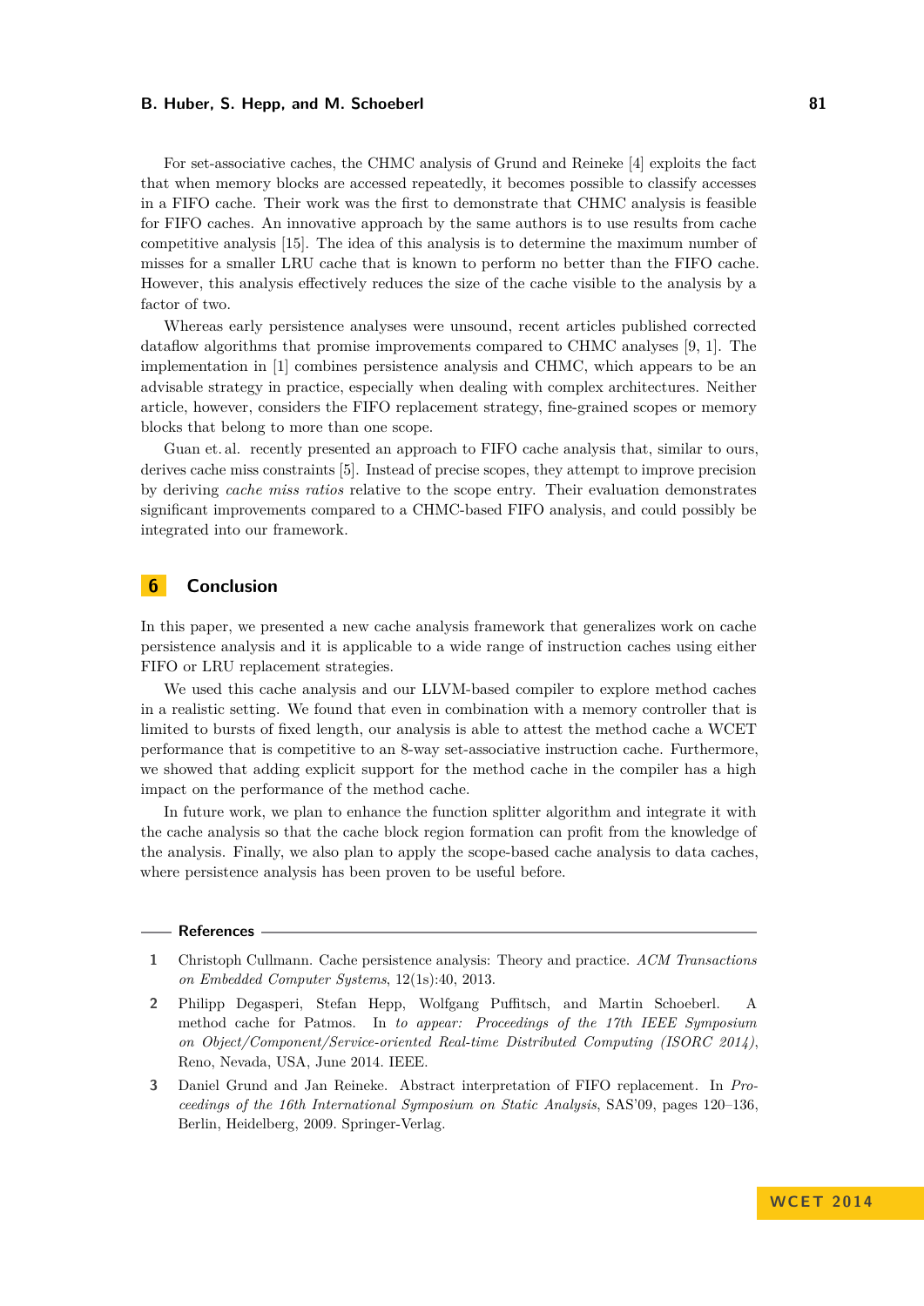For set-associative caches, the CHMC analysis of Grund and Reineke [4] exploits the fact that when memory blocks are accessed repeatedly, it becomes possible to classify accesses in a FIFO cache. Their work was the first to demonstrate that CHMC analysis is feasible for FIFO caches. An innovative approach by the same authors is to use results from cache competitive analysis [15]. The idea of this analysis is to determine the maximum number of misses for a smaller LRU cache that is known to perform no better than the FIFO cache. However, this analysis effectively reduces the size of the cache visible to the analysis by a factor of two.

Whereas early persistence analyses were unsound, recent articles published corrected dataflow algorithms that promise improvements compared to CHMC analyses [9, 1]. The implementation in [1] combines persistence analysis and CHMC, which appears to be an advisable strategy in practice, especially when dealing with complex architectures. Neither article, however, considers the FIFO replacement strategy, fine-grained scopes or memory blocks that belong to more than one scope.

Guan et. al. recently presented an approach to FIFO cache analysis that, similar to ours, derives cache miss constraints [5]. Instead of precise scopes, they attempt to improve precision by deriving *cache miss ratios* relative to the scope entry. Their evaluation demonstrates significant improvements compared to a CHMC-based FIFO analysis, and could possibly be integrated into our framework.

## 6 Conclusion

In this paper, we presented a new cache analysis framework that generalizes work on cache persistence analysis and it is applicable to a wide range of instruction caches using either FIFO or LRU replacement strategies.

We used this cache analysis and our LLVM-based compiler to explore method caches in a realistic setting. We found that even in combination with a memory controller that is limited to bursts of fixed length, our analysis is able to attest the method cache a WCET performance that is competitive to an 8-way set-associative instruction cache. Furthermore, we showed that adding explicit support for the method cache in the compiler has a high impact on the performance of the method cache.

In future work, we plan to enhance the function splitter algorithm and integrate it with the cache analysis so that the cache block region formation can profit from the knowledge of the analysis. Finally, we also plan to apply the scope-based cache analysis to data caches, where persistence analysis has been proven to be useful before.

## References

1. Christoph Cullmann. Cache persistence analysis: Theory and practice. *ACM Transactions on Embedded Computer Systems*, 12(1s):40, 2013.
2. Philipp Degasperi, Stefan Hepp, Wolfgang Puffitsch, and Martin Schoeberl. A method cache for Patmos. In *to appear: Proceedings of the 17th IEEE Symposium on Object/Component/Service-oriented Real-time Distributed Computing (ISORC 2014)*, Reno, Nevada, USA, June 2014. IEEE.
3. Daniel Grund and Jan Reineke. Abstract interpretation of FIFO replacement. In *Proceedings of the 16th International Symposium on Static Analysis*, SAS'09, pages 120–136, Berlin, Heidelberg, 2009. Springer-Verlag.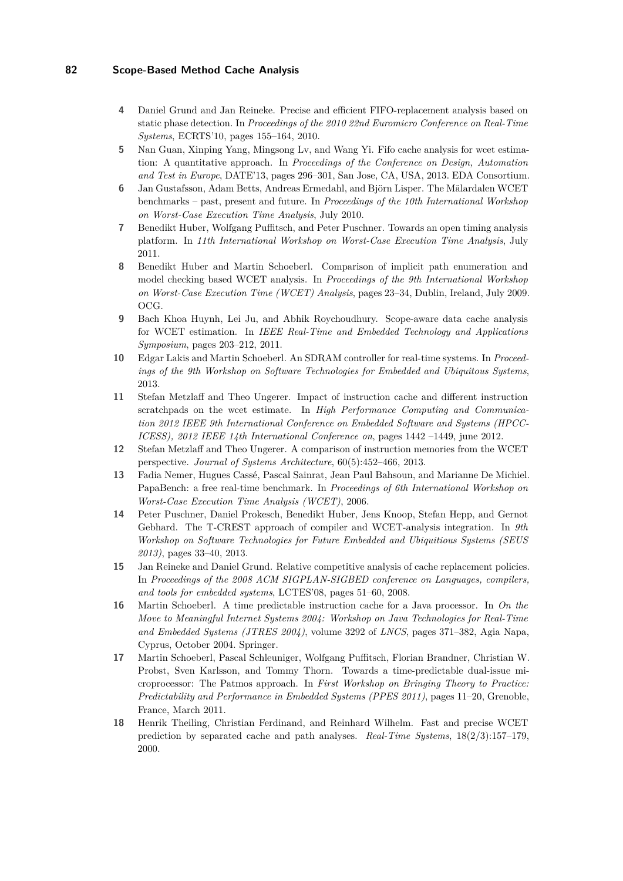4. Daniel Grund and Jan Reineke. Precise and efficient FIFO-replacement analysis based on static phase detection. In *Proceedings of the 2010 22nd Euromicro Conference on Real-Time Systems*, ECRTS'10, pages 155–164, 2010.
5. Nan Guan, Xinping Yang, Mingsong Lv, and Wang Yi. Fifo cache analysis for wcet estimation: A quantitative approach. In *Proceedings of the Conference on Design, Automation and Test in Europe*, DATE'13, pages 296–301, San Jose, CA, USA, 2013. EDA Consortium.
6. Jan Gustafsson, Adam Betts, Andreas Ermedahl, and Björn Lisper. The Mälardalen WCET benchmarks – past, present and future. In *Proceedings of the 10th International Workshop on Worst-Case Execution Time Analysis*, July 2010.
7. Benedikt Huber, Wolfgang Puffitsch, and Peter Puschner. Towards an open timing analysis platform. In *11th International Workshop on Worst-Case Execution Time Analysis*, July 2011.
8. Benedikt Huber and Martin Schoeberl. Comparison of implicit path enumeration and model checking based WCET analysis. In *Proceedings of the 9th International Workshop on Worst-Case Execution Time (WCET) Analysis*, pages 23–34, Dublin, Ireland, July 2009. OCG.
9. Bach Khoa Huynh, Lei Ju, and Abhik Roychoudhury. Scope-aware data cache analysis for WCET estimation. In *IEEE Real-Time and Embedded Technology and Applications Symposium*, pages 203–212, 2011.
10. Edgar Lakis and Martin Schoeberl. An SDRAM controller for real-time systems. In *Proceedings of the 9th Workshop on Software Technologies for Embedded and Ubiquitous Systems*, 2013.
11. Stefan Metzlaff and Theo Ungerer. Impact of instruction cache and different instruction scratchpads on the wcet estimate. In *High Performance Computing and Communication 2012 IEEE 9th International Conference on Embedded Software and Systems (HPCC-ICESS), 2012 IEEE 14th International Conference on*, pages 1442 –1449, june 2012.
12. Stefan Metzlaff and Theo Ungerer. A comparison of instruction memories from the WCET perspective. *Journal of Systems Architecture*, 60(5):452–466, 2013.
13. Fadia Nemer, Hugues Cassé, Pascal Sainrat, Jean Paul Bahsoun, and Marianne De Michiel. PapaBench: a free real-time benchmark. In *Proceedings of 6th International Workshop on Worst-Case Execution Time Analysis (WCET)*, 2006.
14. Peter Puschner, Daniel Prokesch, Benedikt Huber, Jens Knoop, Stefan Hepp, and Gernot Gebhard. The T-CREST approach of compiler and WCET-analysis integration. In *9th Workshop on Software Technologies for Future Embedded and Ubiquitious Systems (SEUS 2013)*, pages 33–40, 2013.
15. Jan Reineke and Daniel Grund. Relative competitive analysis of cache replacement policies. In *Proceedings of the 2008 ACM SIGPLAN-SIGBED conference on Languages, compilers, and tools for embedded systems*, LCTES'08, pages 51–60, 2008.
16. Martin Schoeberl. A time predictable instruction cache for a Java processor. In *On the Move to Meaningful Internet Systems 2004: Workshop on Java Technologies for Real-Time and Embedded Systems (JTRES 2004)*, volume 3292 of *LNCS*, pages 371–382, Agia Napa, Cyprus, October 2004. Springer.
17. Martin Schoeberl, Pascal Schleuniger, Wolfgang Puffitsch, Florian Brandner, Christian W. Probst, Sven Karlsson, and Tommy Thorn. Towards a time-predictable dual-issue microprocessor: The Patmos approach. In *First Workshop on Bringing Theory to Practice: Predictability and Performance in Embedded Systems (PPES 2011)*, pages 11–20, Grenoble, France, March 2011.
18. Henrik Theiling, Christian Ferdinand, and Reinhard Wilhelm. Fast and precise WCET prediction by separated cache and path analyses. *Real-Time Systems*, 18(2/3):157–179, 2000.